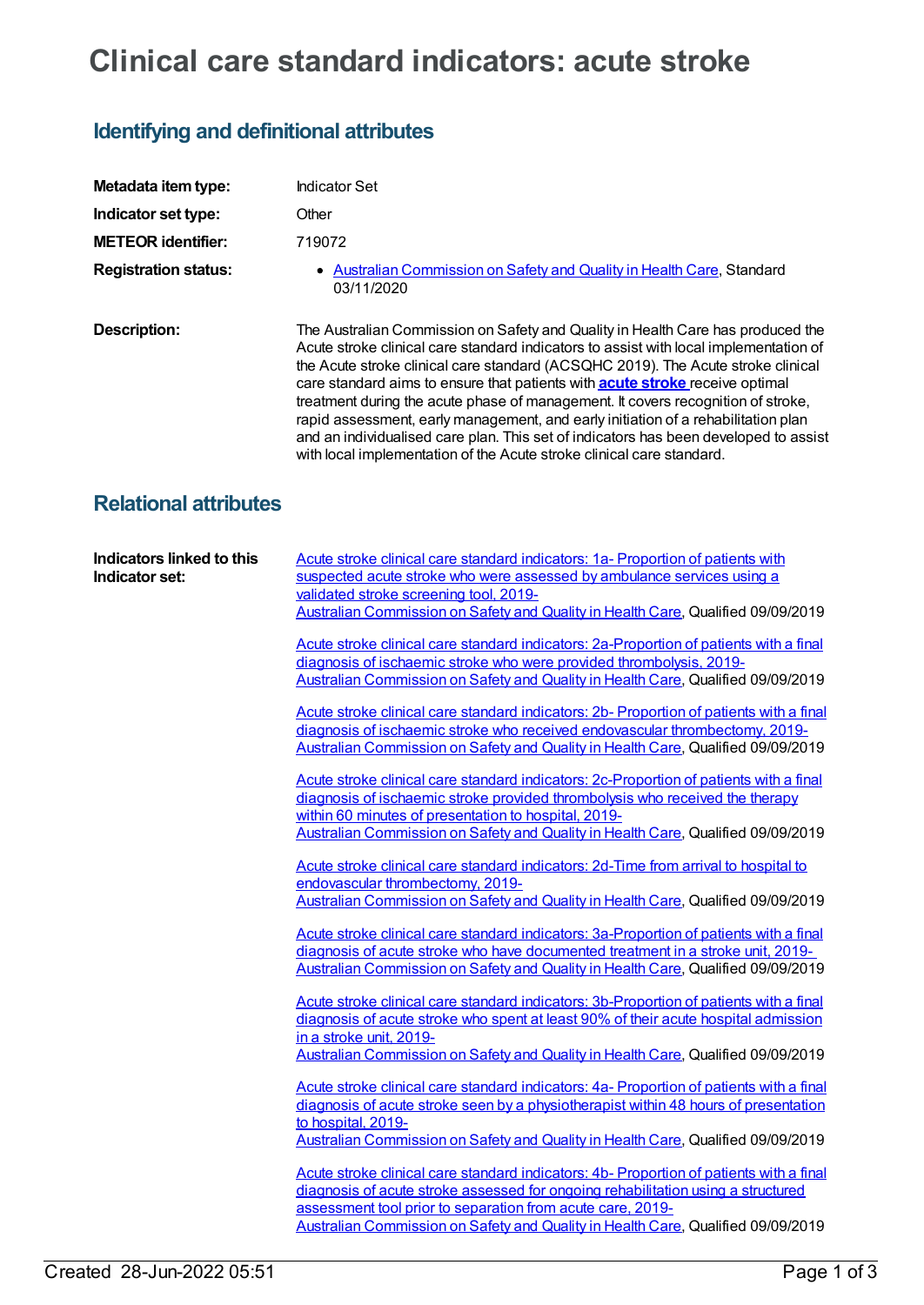# Clinical care standard indicators: acute stroke

## Identifying and definitional attributes

| | |
|---|---|
| **Metadata item type:** | Indicator Set |
| **Indicator set type:** | Other |
| **METEOR identifier:** | 719072 |
| **Registration status:** | • Australian Commission on Safety and Quality in Health Care, Standard 03/11/2020 |
| **Description:** | The Australian Commission on Safety and Quality in Health Care has produced the Acute stroke clinical care standard indicators to assist with local implementation of the Acute stroke clinical care standard (ACSQHC 2019). The Acute stroke clinical care standard aims to ensure that patients with **acute stroke** receive optimal treatment during the acute phase of management. It covers recognition of stroke, rapid assessment, early management, and early initiation of a rehabilitation plan and an individualised care plan. This set of indicators has been developed to assist with local implementation of the Acute stroke clinical care standard. |

## Relational attributes

**Indicators linked to this Indicator set:**

Acute stroke clinical care standard indicators: 1a- Proportion of patients with suspected acute stroke who were assessed by ambulance services using a validated stroke screening tool, 2019-
Australian Commission on Safety and Quality in Health Care, Qualified 09/09/2019

Acute stroke clinical care standard indicators: 2a-Proportion of patients with a final diagnosis of ischaemic stroke who were provided thrombolysis, 2019-
Australian Commission on Safety and Quality in Health Care, Qualified 09/09/2019

Acute stroke clinical care standard indicators: 2b- Proportion of patients with a final diagnosis of ischaemic stroke who received endovascular thrombectomy, 2019-
Australian Commission on Safety and Quality in Health Care, Qualified 09/09/2019

Acute stroke clinical care standard indicators: 2c-Proportion of patients with a final diagnosis of ischaemic stroke provided thrombolysis who received the therapy within 60 minutes of presentation to hospital, 2019-
Australian Commission on Safety and Quality in Health Care, Qualified 09/09/2019

Acute stroke clinical care standard indicators: 2d-Time from arrival to hospital to endovascular thrombectomy, 2019-
Australian Commission on Safety and Quality in Health Care, Qualified 09/09/2019

Acute stroke clinical care standard indicators: 3a-Proportion of patients with a final diagnosis of acute stroke who have documented treatment in a stroke unit, 2019-
Australian Commission on Safety and Quality in Health Care, Qualified 09/09/2019

Acute stroke clinical care standard indicators: 3b-Proportion of patients with a final diagnosis of acute stroke who spent at least 90% of their acute hospital admission in a stroke unit, 2019-
Australian Commission on Safety and Quality in Health Care, Qualified 09/09/2019

Acute stroke clinical care standard indicators: 4a- Proportion of patients with a final diagnosis of acute stroke seen by a physiotherapist within 48 hours of presentation to hospital, 2019-
Australian Commission on Safety and Quality in Health Care, Qualified 09/09/2019

Acute stroke clinical care standard indicators: 4b- Proportion of patients with a final diagnosis of acute stroke assessed for ongoing rehabilitation using a structured assessment tool prior to separation from acute care, 2019-
Australian Commission on Safety and Quality in Health Care, Qualified 09/09/2019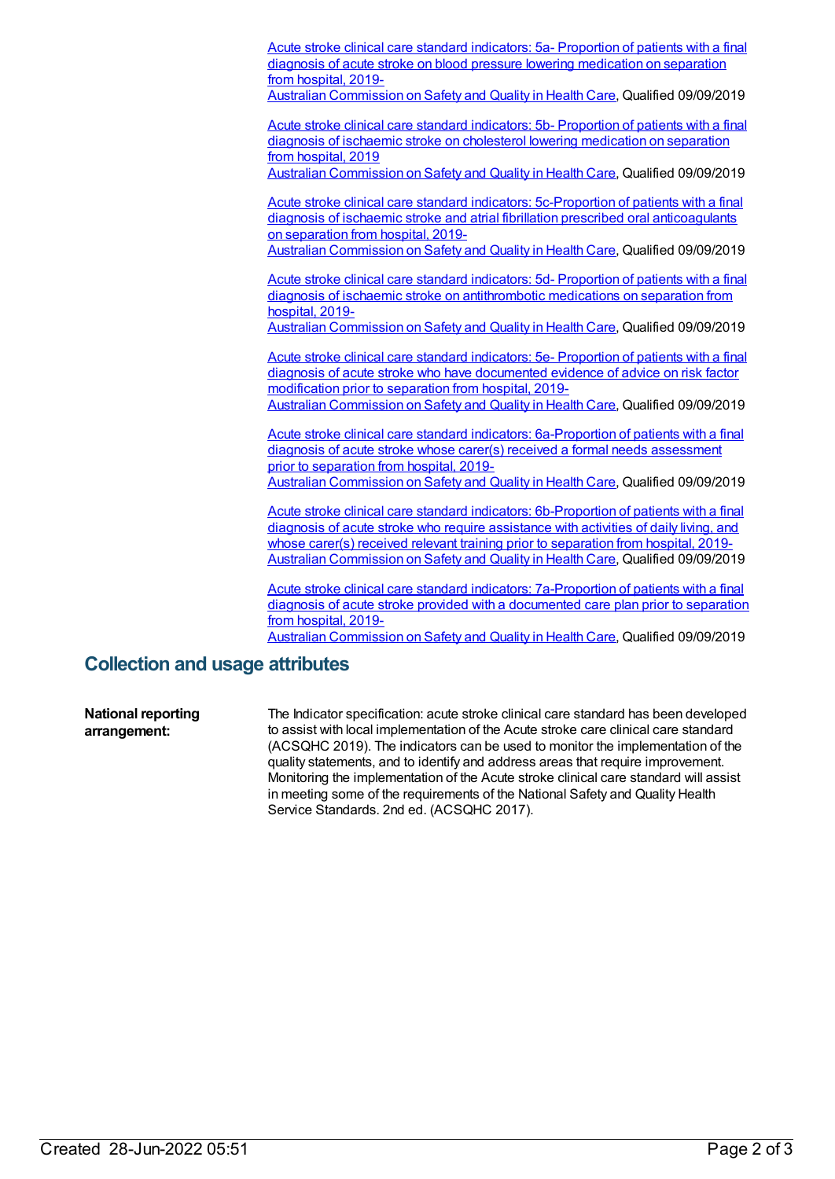Acute stroke clinical care standard indicators: 5a- Proportion of patients with a final diagnosis of acute stroke on blood pressure lowering medication on separation from hospital, 2019-
Australian Commission on Safety and Quality in Health Care, Qualified 09/09/2019

Acute stroke clinical care standard indicators: 5b- Proportion of patients with a final diagnosis of ischaemic stroke on cholesterol lowering medication on separation from hospital, 2019
Australian Commission on Safety and Quality in Health Care, Qualified 09/09/2019

Acute stroke clinical care standard indicators: 5c-Proportion of patients with a final diagnosis of ischaemic stroke and atrial fibrillation prescribed oral anticoagulants on separation from hospital, 2019-
Australian Commission on Safety and Quality in Health Care, Qualified 09/09/2019

Acute stroke clinical care standard indicators: 5d- Proportion of patients with a final diagnosis of ischaemic stroke on antithrombotic medications on separation from hospital, 2019-
Australian Commission on Safety and Quality in Health Care, Qualified 09/09/2019

Acute stroke clinical care standard indicators: 5e- Proportion of patients with a final diagnosis of acute stroke who have documented evidence of advice on risk factor modification prior to separation from hospital, 2019-
Australian Commission on Safety and Quality in Health Care, Qualified 09/09/2019

Acute stroke clinical care standard indicators: 6a-Proportion of patients with a final diagnosis of acute stroke whose carer(s) received a formal needs assessment prior to separation from hospital, 2019-
Australian Commission on Safety and Quality in Health Care, Qualified 09/09/2019

Acute stroke clinical care standard indicators: 6b-Proportion of patients with a final diagnosis of acute stroke who require assistance with activities of daily living, and whose carer(s) received relevant training prior to separation from hospital, 2019-
Australian Commission on Safety and Quality in Health Care, Qualified 09/09/2019

Acute stroke clinical care standard indicators: 7a-Proportion of patients with a final diagnosis of acute stroke provided with a documented care plan prior to separation from hospital, 2019-
Australian Commission on Safety and Quality in Health Care, Qualified 09/09/2019

## Collection and usage attributes

**National reporting arrangement:**

The Indicator specification: acute stroke clinical care standard has been developed to assist with local implementation of the Acute stroke care clinical care standard (ACSQHC 2019). The indicators can be used to monitor the implementation of the quality statements, and to identify and address areas that require improvement. Monitoring the implementation of the Acute stroke clinical care standard will assist in meeting some of the requirements of the National Safety and Quality Health Service Standards. 2nd ed. (ACSQHC 2017).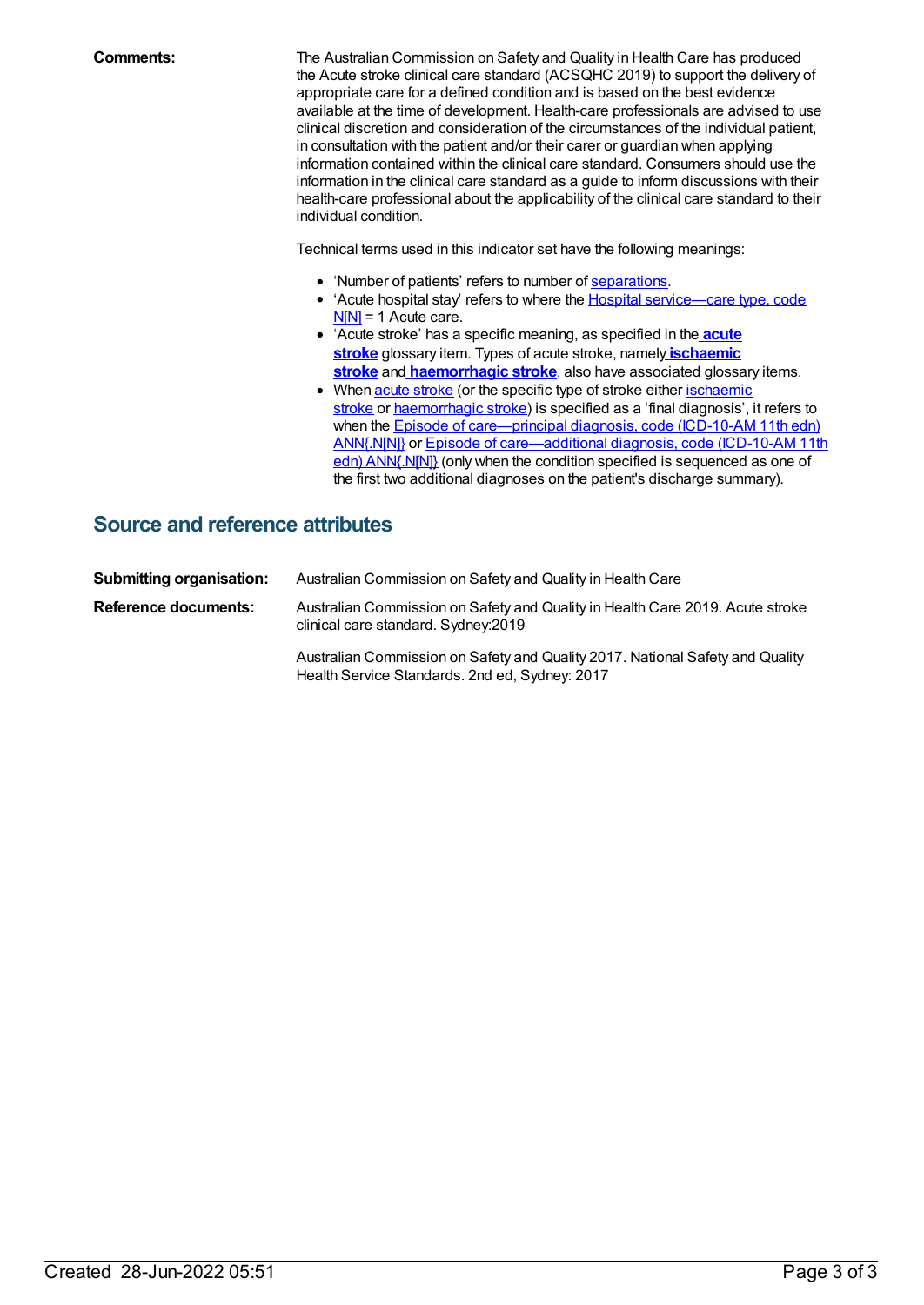**Comments:**

The Australian Commission on Safety and Quality in Health Care has produced the Acute stroke clinical care standard (ACSQHC 2019) to support the delivery of appropriate care for a defined condition and is based on the best evidence available at the time of development. Health-care professionals are advised to use clinical discretion and consideration of the circumstances of the individual patient, in consultation with the patient and/or their carer or guardian when applying information contained within the clinical care standard. Consumers should use the information in the clinical care standard as a guide to inform discussions with their health-care professional about the applicability of the clinical care standard to their individual condition.

Technical terms used in this indicator set have the following meanings:

- 'Number of patients' refers to number of separations.
- 'Acute hospital stay' refers to where the Hospital service—care type, code N[N] = 1 Acute care.
- 'Acute stroke' has a specific meaning, as specified in the **acute stroke** glossary item. Types of acute stroke, namely **ischaemic stroke** and **haemorrhagic stroke**, also have associated glossary items.
- When acute stroke (or the specific type of stroke either ischaemic stroke or haemorrhagic stroke) is specified as a 'final diagnosis', it refers to when the Episode of care—principal diagnosis, code (ICD-10-AM 11th edn) ANN{.N[N]} or Episode of care—additional diagnosis, code (ICD-10-AM 11th edn) ANN{.N[N]} (only when the condition specified is sequenced as one of the first two additional diagnoses on the patient's discharge summary).

## Source and reference attributes

**Submitting organisation:** Australian Commission on Safety and Quality in Health Care

**Reference documents:** Australian Commission on Safety and Quality in Health Care 2019. Acute stroke clinical care standard. Sydney:2019

Australian Commission on Safety and Quality 2017. National Safety and Quality Health Service Standards. 2nd ed, Sydney: 2017